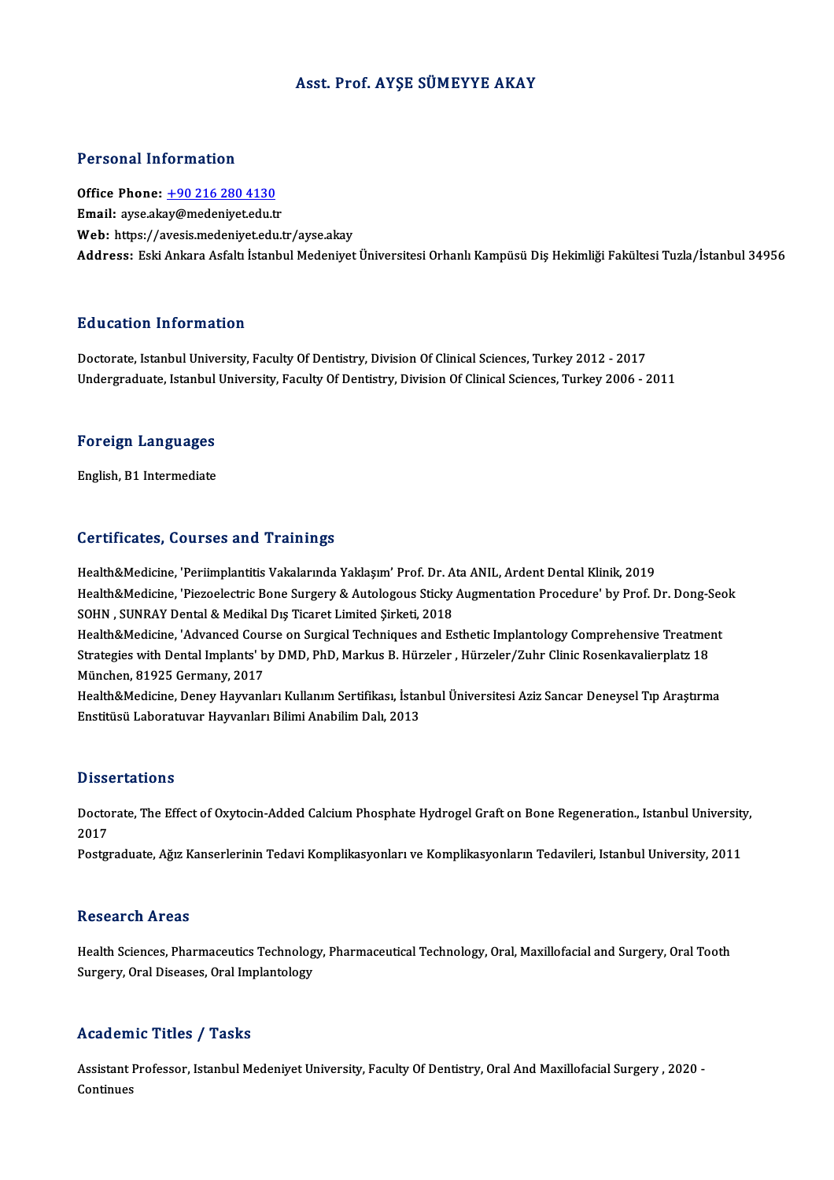#### Asst. Prof. AYŞE SÜMEYYE AKAY

## Personal Information

**Office Phone:** +90 216 280 4130
**Email:** ayse.akay@medeniyet.edu.tr
**Web:** https://avesis.medeniyet.edu.tr/ayse.akay
**Address:** Eski Ankara Asfaltı İstanbul Medeniyet Üniversitesi Orhanlı Kampüsü Diş Hekimliği Fakültesi Tuzla/İstanbul 34956

## Education Information

Doctorate, Istanbul University, Faculty Of Dentistry, Division Of Clinical Sciences, Turkey 2012 - 2017
Undergraduate, Istanbul University, Faculty Of Dentistry, Division Of Clinical Sciences, Turkey 2006 - 2011

## Foreign Languages

English, B1 Intermediate

## Certificates, Courses and Trainings

Health&Medicine, 'Periimplantitis Vakalarında Yaklaşım' Prof. Dr. Ata ANIL, Ardent Dental Klinik, 2019
Health&Medicine, 'Piezoelectric Bone Surgery & Autologous Sticky Augmentation Procedure' by Prof. Dr. Dong-Seok SOHN , SUNRAY Dental & Medikal Dış Ticaret Limited Şirketi, 2018
Health&Medicine, 'Advanced Course on Surgical Techniques and Esthetic Implantology Comprehensive Treatment Strategies with Dental Implants' by DMD, PhD, Markus B. Hürzeler , Hürzeler/Zuhr Clinic Rosenkavalierplatz 18 München, 81925 Germany, 2017
Health&Medicine, Deney Hayvanları Kullanım Sertifikası, İstanbul Üniversitesi Aziz Sancar Deneysel Tıp Araştırma Enstitüsü Laboratuvar Hayvanları Bilimi Anabilim Dalı, 2013

## Dissertations

Doctorate, The Effect of Oxytocin-Added Calcium Phosphate Hydrogel Graft on Bone Regeneration., Istanbul University, 2017
Postgraduate, Ağız Kanserlerinin Tedavi Komplikasyonları ve Komplikasyonların Tedavileri, Istanbul University, 2011

## Research Areas

Health Sciences, Pharmaceutics Technology, Pharmaceutical Technology, Oral, Maxillofacial and Surgery, Oral Tooth Surgery, Oral Diseases, Oral Implantology

## Academic Titles / Tasks

Assistant Professor, Istanbul Medeniyet University, Faculty Of Dentistry, Oral And Maxillofacial Surgery , 2020 - Continues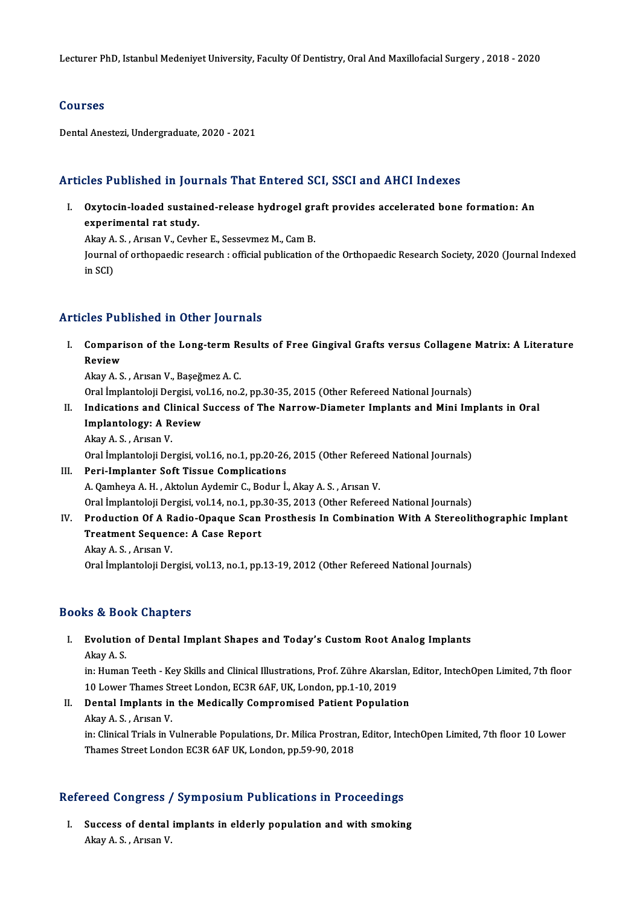Lecturer PhD, Istanbul Medeniyet University, Faculty Of Dentistry, Oral And Maxillofacial Surgery , 2018 - 2020

## Courses

Dental Anestezi, Undergraduate, 2020 - 2021

## Articles Published in Journals That Entered SCI, SSCI and AHCI Indexes

I. **Oxytocin-loaded sustained-release hydrogel graft provides accelerated bone formation: An experimental rat study.**
   Akay A. S. , Arısan V., Cevher E., Sessevmez M., Cam B.
   Journal of orthopaedic research : official publication of the Orthopaedic Research Society, 2020 (Journal Indexed in SCI)

## Articles Published in Other Journals

I. **Comparison of the Long-term Results of Free Gingival Grafts versus Collagene Matrix: A Literature Review**
   Akay A. S. , Arısan V., Başeğmez A. C.
   Oral İmplantoloji Dergisi, vol.16, no.2, pp.30-35, 2015 (Other Refereed National Journals)
II. **Indications and Clinical Success of The Narrow-Diameter Implants and Mini Implants in Oral Implantology: A Review**
   Akay A. S. , Arısan V.
   Oral İmplantoloji Dergisi, vol.16, no.1, pp.20-26, 2015 (Other Refereed National Journals)
III. **Peri-Implanter Soft Tissue Complications**
   A. Qamheya A. H. , Aktolun Aydemir C., Bodur İ., Akay A. S. , Arısan V.
   Oral İmplantoloji Dergisi, vol.14, no.1, pp.30-35, 2013 (Other Refereed National Journals)
IV. **Production Of A Radio-Opaque Scan Prosthesis In Combination With A Stereolithographic Implant Treatment Sequence: A Case Report**
   Akay A. S. , Arısan V.
   Oral İmplantoloji Dergisi, vol.13, no.1, pp.13-19, 2012 (Other Refereed National Journals)

## Books & Book Chapters

I. **Evolution of Dental Implant Shapes and Today's Custom Root Analog Implants**
   Akay A. S.
   in: Human Teeth - Key Skills and Clinical Illustrations, Prof. Zühre Akarslan, Editor, IntechOpen Limited, 7th floor 10 Lower Thames Street London, EC3R 6AF, UK, London, pp.1-10, 2019
II. **Dental Implants in the Medically Compromised Patient Population**
   Akay A. S. , Arısan V.
   in: Clinical Trials in Vulnerable Populations, Dr. Milica Prostran, Editor, IntechOpen Limited, 7th floor 10 Lower Thames Street London EC3R 6AF UK, London, pp.59-90, 2018

## Refereed Congress / Symposium Publications in Proceedings

I. **Success of dental implants in elderly population and with smoking**
   Akay A. S. , Arısan V.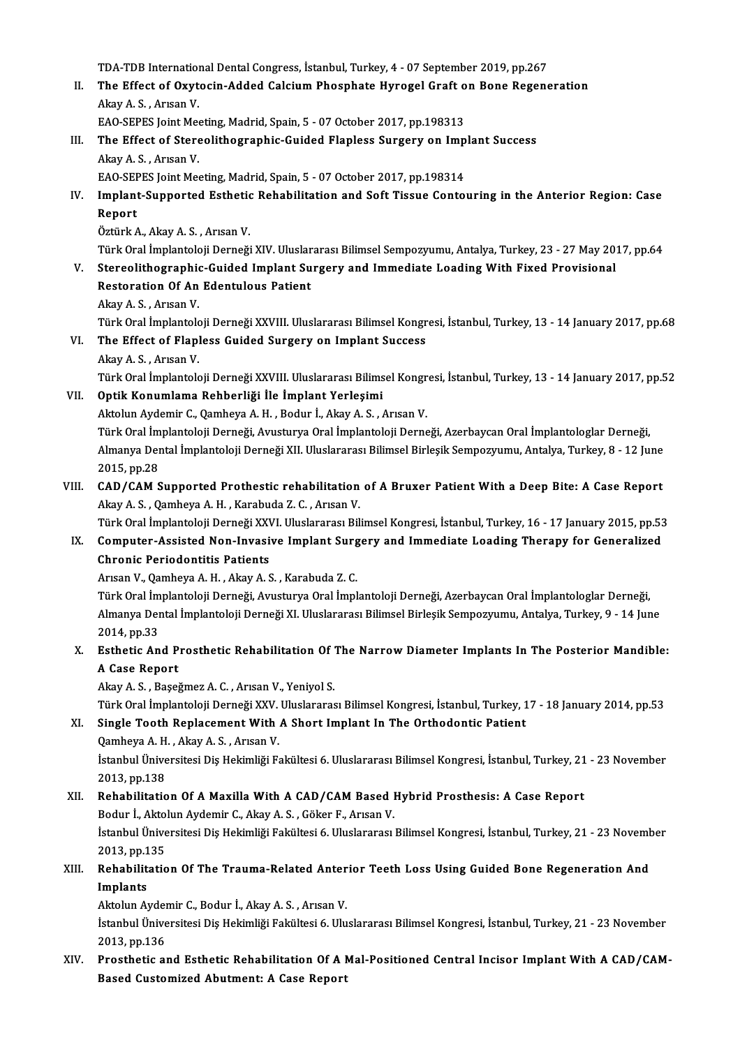TDA-TDB International Dental Congress, İstanbul, Turkey, 4 - 07 September 2019, pp.267

II. **The Effect of Oxytocin-Added Calcium Phosphate Hyrogel Graft on Bone Regeneration**
Akay A. S. , Arısan V.
EAO-SEPES Joint Meeting, Madrid, Spain, 5 - 07 October 2017, pp.198313

III. **The Effect of Stereolithographic-Guided Flapless Surgery on Implant Success**
Akay A. S. , Arısan V.
EAO-SEPES Joint Meeting, Madrid, Spain, 5 - 07 October 2017, pp.198314

IV. **Implant-Supported Esthetic Rehabilitation and Soft Tissue Contouring in the Anterior Region: Case Report**
Öztürk A., Akay A. S. , Arısan V.
Türk Oral İmplantoloji Derneği XIV. Uluslararası Bilimsel Sempozyumu, Antalya, Turkey, 23 - 27 May 2017, pp.64

V. **Stereolithographic-Guided Implant Surgery and Immediate Loading With Fixed Provisional Restoration Of An Edentulous Patient**
Akay A. S. , Arısan V.
Türk Oral İmplantoloji Derneği XXVIII. Uluslararası Bilimsel Kongresi, İstanbul, Turkey, 13 - 14 January 2017, pp.68

VI. **The Effect of Flapless Guided Surgery on Implant Success**
Akay A. S. , Arısan V.
Türk Oral İmplantoloji Derneği XXVIII. Uluslararası Bilimsel Kongresi, İstanbul, Turkey, 13 - 14 January 2017, pp.52

VII. **Optik Konumlama Rehberliği İle İmplant Yerleşimi**
Aktolun Aydemir C., Qamheya A. H. , Bodur İ., Akay A. S. , Arısan V.
Türk Oral İmplantoloji Derneği, Avusturya Oral İmplantoloji Derneği, Azerbaycan Oral İmplantologlar Derneği, Almanya Dental İmplantoloji Derneği XII. Uluslararası Bilimsel Birleşik Sempozyumu, Antalya, Turkey, 8 - 12 June 2015, pp.28

VIII. **CAD/CAM Supported Prothestic rehabilitation of A Bruxer Patient With a Deep Bite: A Case Report**
Akay A. S. , Qamheya A. H. , Karabuda Z. C. , Arısan V.
Türk Oral İmplantoloji Derneği XXVI. Uluslararası Bilimsel Kongresi, İstanbul, Turkey, 16 - 17 January 2015, pp.53

IX. **Computer-Assisted Non-Invasive Implant Surgery and Immediate Loading Therapy for Generalized Chronic Periodontitis Patients**
Arısan V., Qamheya A. H. , Akay A. S. , Karabuda Z. C.
Türk Oral İmplantoloji Derneği, Avusturya Oral İmplantoloji Derneği, Azerbaycan Oral İmplantologlar Derneği, Almanya Dental İmplantoloji Derneği XI. Uluslararası Bilimsel Birleşik Sempozyumu, Antalya, Turkey, 9 - 14 June 2014, pp.33

X. **Esthetic And Prosthetic Rehabilitation Of The Narrow Diameter Implants In The Posterior Mandible: A Case Report**
Akay A. S. , Başeğmez A. C. , Arısan V., Yeniyol S.
Türk Oral İmplantoloji Derneği XXV. Uluslararası Bilimsel Kongresi, İstanbul, Turkey, 17 - 18 January 2014, pp.53

XI. **Single Tooth Replacement With A Short Implant In The Orthodontic Patient**
Qamheya A. H. , Akay A. S. , Arısan V.
İstanbul Üniversitesi Diş Hekimliği Fakültesi 6. Uluslararası Bilimsel Kongresi, İstanbul, Turkey, 21 - 23 November 2013, pp.138

XII. **Rehabilitation Of A Maxilla With A CAD/CAM Based Hybrid Prosthesis: A Case Report**
Bodur İ., Aktolun Aydemir C., Akay A. S. , Göker F., Arısan V.
İstanbul Üniversitesi Diş Hekimliği Fakültesi 6. Uluslararası Bilimsel Kongresi, İstanbul, Turkey, 21 - 23 November 2013, pp.135

XIII. **Rehabilitation Of The Trauma-Related Anterior Teeth Loss Using Guided Bone Regeneration And Implants**
Aktolun Aydemir C., Bodur İ., Akay A. S. , Arısan V.
İstanbul Üniversitesi Diş Hekimliği Fakültesi 6. Uluslararası Bilimsel Kongresi, İstanbul, Turkey, 21 - 23 November 2013, pp.136

XIV. **Prosthetic and Esthetic Rehabilitation Of A Mal-Positioned Central Incisor Implant With A CAD/CAM-Based Customized Abutment: A Case Report**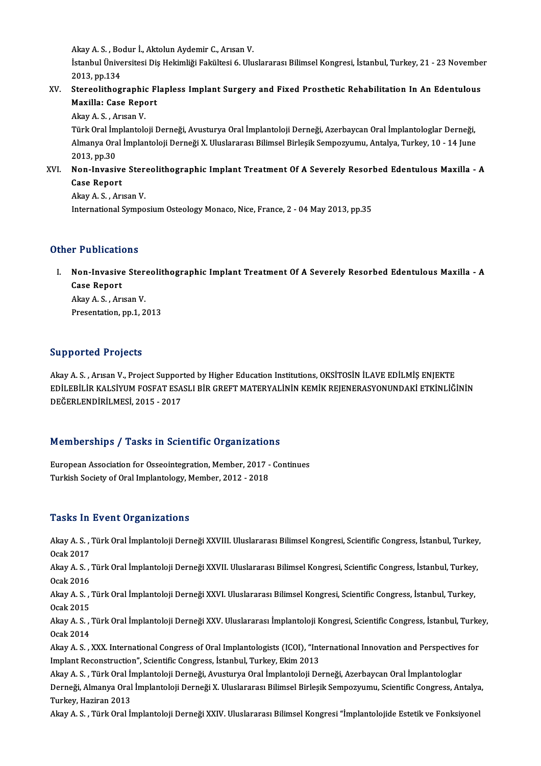Akay A. S. , Bodur İ., Aktolun Aydemir C., Arısan V.
İstanbul Üniversitesi Diş Hekimliği Fakültesi 6. Uluslararası Bilimsel Kongresi, İstanbul, Turkey, 21 - 23 November 2013, pp.134

XV. **Stereolithographic Flapless Implant Surgery and Fixed Prosthetic Rehabilitation In An Edentulous Maxilla: Case Report**
Akay A. S. , Arısan V.
Türk Oral İmplantoloji Derneği, Avusturya Oral İmplantoloji Derneği, Azerbaycan Oral İmplantologlar Derneği, Almanya Oral İmplantoloji Derneği X. Uluslararası Bilimsel Birleşik Sempozyumu, Antalya, Turkey, 10 - 14 June 2013, pp.30

XVI. **Non-Invasive Stereolithographic Implant Treatment Of A Severely Resorbed Edentulous Maxilla - A Case Report**
Akay A. S. , Arısan V.
International Symposium Osteology Monaco, Nice, France, 2 - 04 May 2013, pp.35

## Other Publications

I. **Non-Invasive Stereolithographic Implant Treatment Of A Severely Resorbed Edentulous Maxilla - A Case Report**
Akay A. S. , Arısan V.
Presentation, pp.1, 2013

## Supported Projects

Akay A. S. , Arısan V., Project Supported by Higher Education Institutions, OKSİTOSİN İLAVE EDİLMİŞ ENJEKTE EDİLEBİLİR KALSİYUM FOSFAT ESASLI BİR GREFT MATERYALİNİN KEMİK REJENERASYONUNDAKİ ETKİNLİĞİNİN DEĞERLENDİRİLMESİ, 2015 - 2017

## Memberships / Tasks in Scientific Organizations

European Association for Osseointegration, Member, 2017 - Continues
Turkish Society of Oral Implantology, Member, 2012 - 2018

## Tasks In Event Organizations

Akay A. S. , Türk Oral İmplantoloji Derneği XXVIII. Uluslararası Bilimsel Kongresi, Scientific Congress, İstanbul, Turkey, Ocak 2017

Akay A. S. , Türk Oral İmplantoloji Derneği XXVII. Uluslararası Bilimsel Kongresi, Scientific Congress, İstanbul, Turkey, Ocak 2016

Akay A. S. , Türk Oral İmplantoloji Derneği XXVI. Uluslararası Bilimsel Kongresi, Scientific Congress, İstanbul, Turkey, Ocak 2015

Akay A. S. , Türk Oral İmplantoloji Derneği XXV. Uluslararası İmplantoloji Kongresi, Scientific Congress, İstanbul, Turkey, Ocak 2014

Akay A. S. , XXX. International Congress of Oral Implantologists (ICOI), "International Innovation and Perspectives for Implant Reconstruction", Scientific Congress, İstanbul, Turkey, Ekim 2013

Akay A. S. , Türk Oral İmplantoloji Derneği, Avusturya Oral İmplantoloji Derneği, Azerbaycan Oral İmplantologlar Derneği, Almanya Oral İmplantoloji Derneği X. Uluslararası Bilimsel Birleşik Sempozyumu, Scientific Congress, Antalya, Turkey, Haziran 2013

Akay A. S. , Türk Oral İmplantoloji Derneği XXIV. Uluslararası Bilimsel Kongresi "İmplantolojide Estetik ve Fonksiyonel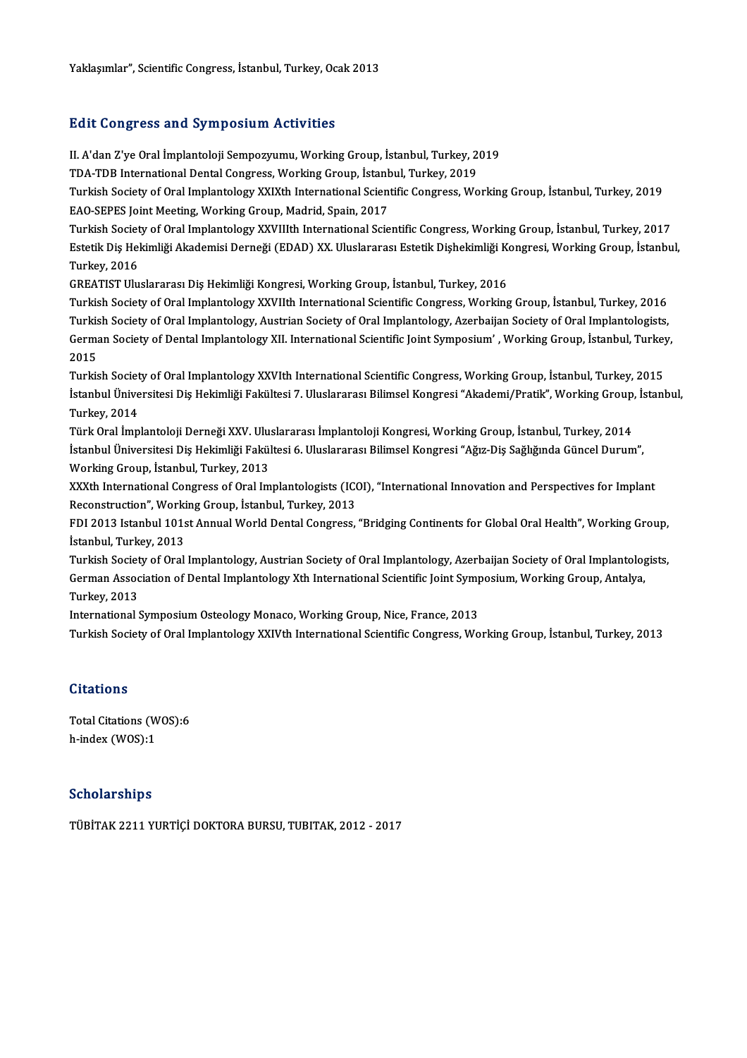Yaklaşımlar", Scientific Congress, İstanbul, Turkey, Ocak 2013

## Edit Congress and Symposium Activities

II. A'dan Z'ye Oral İmplantoloji Sempozyumu, Working Group, İstanbul, Turkey, 2019
TDA-TDB International Dental Congress, Working Group, İstanbul, Turkey, 2019
Turkish Society of Oral Implantology XXIXth International Scientific Congress, Working Group, İstanbul, Turkey, 2019
EAO-SEPES Joint Meeting, Working Group, Madrid, Spain, 2017
Turkish Society of Oral Implantology XXVIIIth International Scientific Congress, Working Group, İstanbul, Turkey, 2017
Estetik Diş Hekimliği Akademisi Derneği (EDAD) XX. Uluslararası Estetik Dişhekimliği Kongresi, Working Group, İstanbul, Turkey, 2016
GREATIST Uluslararası Diş Hekimliği Kongresi, Working Group, İstanbul, Turkey, 2016
Turkish Society of Oral Implantology XXVIIth International Scientific Congress, Working Group, İstanbul, Turkey, 2016
Turkish Society of Oral Implantology, Austrian Society of Oral Implantology, Azerbaijan Society of Oral Implantologists, German Society of Dental Implantology XII. International Scientific Joint Symposium' , Working Group, İstanbul, Turkey, 2015
Turkish Society of Oral Implantology XXVIth International Scientific Congress, Working Group, İstanbul, Turkey, 2015
İstanbul Üniversitesi Diş Hekimliği Fakültesi 7. Uluslararası Bilimsel Kongresi "Akademi/Pratik", Working Group, İstanbul, Turkey, 2014
Türk Oral İmplantoloji Derneği XXV. Uluslararası İmplantoloji Kongresi, Working Group, İstanbul, Turkey, 2014
İstanbul Üniversitesi Diş Hekimliği Fakültesi 6. Uluslararası Bilimsel Kongresi "Ağız-Diş Sağlığında Güncel Durum", Working Group, İstanbul, Turkey, 2013
XXXth International Congress of Oral Implantologists (ICOI), "International Innovation and Perspectives for Implant Reconstruction", Working Group, İstanbul, Turkey, 2013
FDI 2013 Istanbul 101st Annual World Dental Congress, "Bridging Continents for Global Oral Health", Working Group, İstanbul, Turkey, 2013
Turkish Society of Oral Implantology, Austrian Society of Oral Implantology, Azerbaijan Society of Oral Implantologists, German Association of Dental Implantology Xth International Scientific Joint Symposium, Working Group, Antalya, Turkey, 2013
International Symposium Osteology Monaco, Working Group, Nice, France, 2013
Turkish Society of Oral Implantology XXIVth International Scientific Congress, Working Group, İstanbul, Turkey, 2013

## Citations

Total Citations (WOS):6
h-index (WOS):1

## Scholarships

TÜBİTAK 2211 YURTİÇİ DOKTORA BURSU, TUBITAK, 2012 - 2017